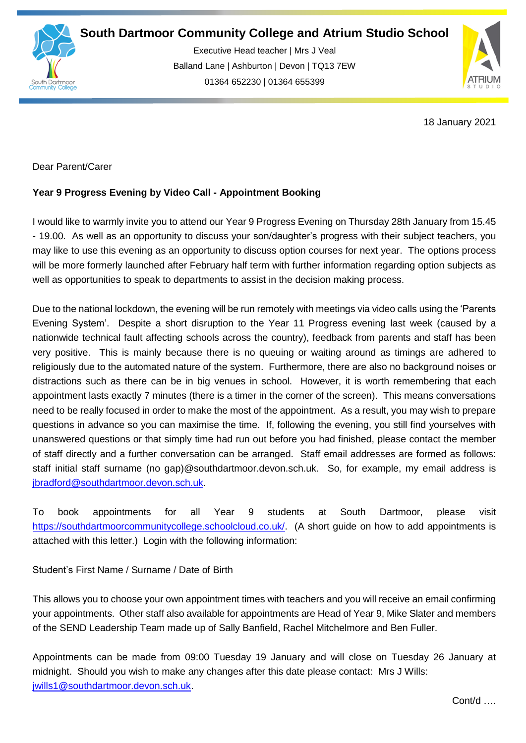# South Dartmoor Community College and Atrium Studio School

Executive Head teacher | Mrs J Veal
Balland Lane | Ashburton | Devon | TQ13 7EW
01364 652230 | 01364 655399

18 January 2021

Dear Parent/Carer

**Year 9 Progress Evening by Video Call - Appointment Booking**

I would like to warmly invite you to attend our Year 9 Progress Evening on Thursday 28th January from 15.45 - 19.00. As well as an opportunity to discuss your son/daughter's progress with their subject teachers, you may like to use this evening as an opportunity to discuss option courses for next year. The options process will be more formerly launched after February half term with further information regarding option subjects as well as opportunities to speak to departments to assist in the decision making process.

Due to the national lockdown, the evening will be run remotely with meetings via video calls using the 'Parents Evening System'. Despite a short disruption to the Year 11 Progress evening last week (caused by a nationwide technical fault affecting schools across the country), feedback from parents and staff has been very positive. This is mainly because there is no queuing or waiting around as timings are adhered to religiously due to the automated nature of the system. Furthermore, there are also no background noises or distractions such as there can be in big venues in school. However, it is worth remembering that each appointment lasts exactly 7 minutes (there is a timer in the corner of the screen). This means conversations need to be really focused in order to make the most of the appointment. As a result, you may wish to prepare questions in advance so you can maximise the time. If, following the evening, you still find yourselves with unanswered questions or that simply time had run out before you had finished, please contact the member of staff directly and a further conversation can be arranged. Staff email addresses are formed as follows: staff initial staff surname (no gap)@southdartmoor.devon.sch.uk. So, for example, my email address is jbradford@southdartmoor.devon.sch.uk.

To book appointments for all Year 9 students at South Dartmoor, please visit https://southdartmoorcommunitycollege.schoolcloud.co.uk/. (A short guide on how to add appointments is attached with this letter.) Login with the following information:

Student's First Name / Surname / Date of Birth

This allows you to choose your own appointment times with teachers and you will receive an email confirming your appointments. Other staff also available for appointments are Head of Year 9, Mike Slater and members of the SEND Leadership Team made up of Sally Banfield, Rachel Mitchelmore and Ben Fuller.

Appointments can be made from 09:00 Tuesday 19 January and will close on Tuesday 26 January at midnight. Should you wish to make any changes after this date please contact: Mrs J Wills: jwills1@southdartmoor.devon.sch.uk.

Cont/d ….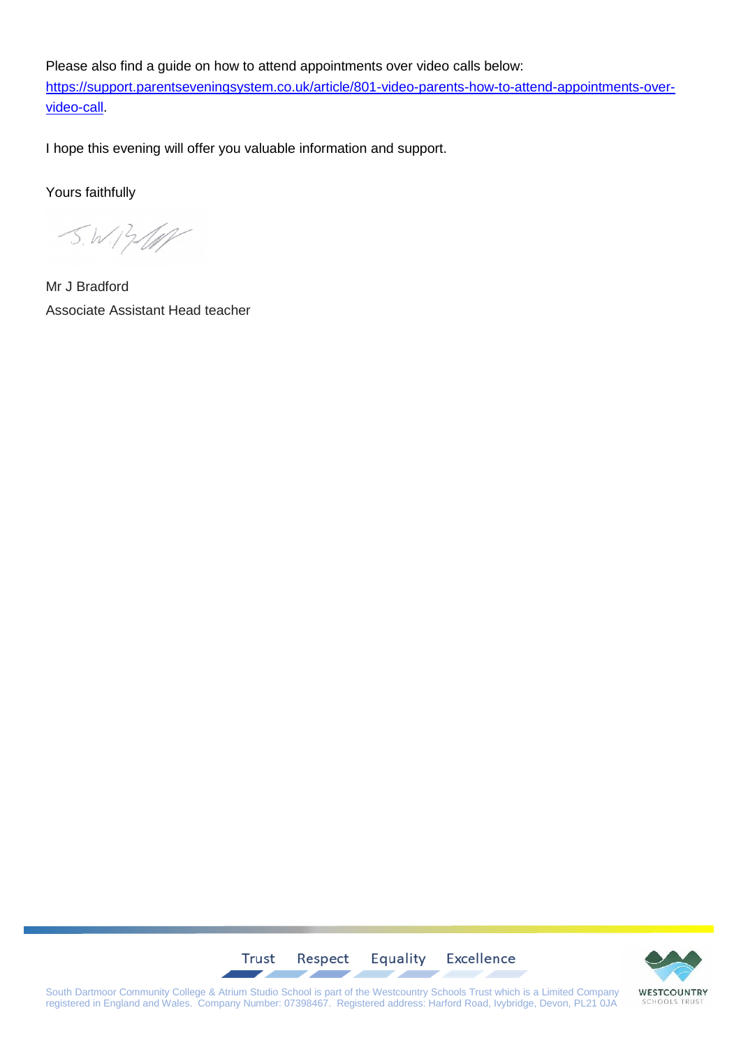Please also find a guide on how to attend appointments over video calls below:
[https://support.parentseveningsystem.co.uk/article/801-video-parents-how-to-attend-appointments-over-video-call](https://support.parentseveningsystem.co.uk/article/801-video-parents-how-to-attend-appointments-over-video-call).

I hope this evening will offer you valuable information and support.

Yours faithfully

Mr J Bradford
Associate Assistant Head teacher

Trust Respect Equality Excellence

South Dartmoor Community College & Atrium Studio School is part of the Westcountry Schools Trust which is a Limited Company registered in England and Wales. Company Number: 07398467. Registered address: Harford Road, Ivybridge, Devon, PL21 0JA

WESTCOUNTRY SCHOOLS TRUST